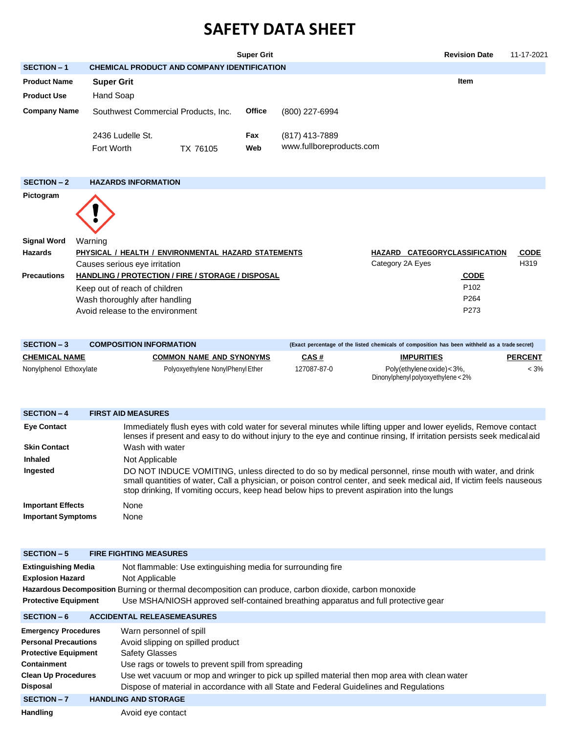# SAFETY DATA SHEET

**Super Grit** | **Revision Date** 11-17-2021

## SECTION – 1 CHEMICAL PRODUCT AND COMPANY IDENTIFICATION

**Product Name** **Super Grit** **Item**

**Product Use** Hand Soap

**Company Name** Southwest Commercial Products, Inc. **Office** (800) 227-6994

2436 Ludelle St. **Fax** (817) 413-7889

Fort Worth TX 76105 **Web** www.fullboreproducts.com

## SECTION – 2 HAZARDS INFORMATION

**Pictogram**

**Signal Word** Warning

**Hazards**

| PHYSICAL / HEALTH / ENVIRONMENTAL HAZARD STATEMENTS | HAZARD CATEGORYCLASSIFICATION | CODE |
|---|---|---|
| Causes serious eye irritation | Category 2A Eyes | H319 |

**Precautions**

| HANDLING / PROTECTION / FIRE / STORAGE / DISPOSAL | CODE |
|---|---|
| Keep out of reach of children | P102 |
| Wash thoroughly after handling | P264 |
| Avoid release to the environment | P273 |

## SECTION – 3 COMPOSITION INFORMATION

(Exact percentage of the listed chemicals of composition has been withheld as a trade secret)

| CHEMICAL NAME | COMMON NAME AND SYNONYMS | CAS # | IMPURITIES | PERCENT |
|---|---|---|---|---|
| Nonylphenol Ethoxylate | Polyoxyethylene NonylPhenyl Ether | 127087-87-0 | Poly(ethylene oxide) < 3%, Dinonylphenyl polyoxyethylene < 2% | < 3% |

## SECTION – 4 FIRST AID MEASURES

**Eye Contact** Immediately flush eyes with cold water for several minutes while lifting upper and lower eyelids, Remove contact lenses if present and easy to do without injury to the eye and continue rinsing, If irritation persists seek medical aid

**Skin Contact** Wash with water

**Inhaled** Not Applicable

**Ingested** DO NOT INDUCE VOMITING, unless directed to do so by medical personnel, rinse mouth with water, and drink small quantities of water, Call a physician, or poison control center, and seek medical aid, If victim feels nauseous stop drinking, If vomiting occurs, keep head below hips to prevent aspiration into the lungs

**Important Effects** None

**Important Symptoms** None

## SECTION – 5 FIRE FIGHTING MEASURES

**Extinguishing Media** Not flammable: Use extinguishing media for surrounding fire

**Explosion Hazard** Not Applicable

**Hazardous Decomposition** Burning or thermal decomposition can produce, carbon dioxide, carbon monoxide

**Protective Equipment** Use MSHA/NIOSH approved self-contained breathing apparatus and full protective gear

## SECTION – 6 ACCIDENTAL RELEASEMEASURES

**Emergency Procedures** Warn personnel of spill

**Personal Precautions** Avoid slipping on spilled product

**Protective Equipment** Safety Glasses

**Containment** Use rags or towels to prevent spill from spreading

**Clean Up Procedures** Use wet vacuum or mop and wringer to pick up spilled material then mop area with clean water

**Disposal** Dispose of material in accordance with all State and Federal Guidelines and Regulations

## SECTION – 7 HANDLING AND STORAGE

**Handling** Avoid eye contact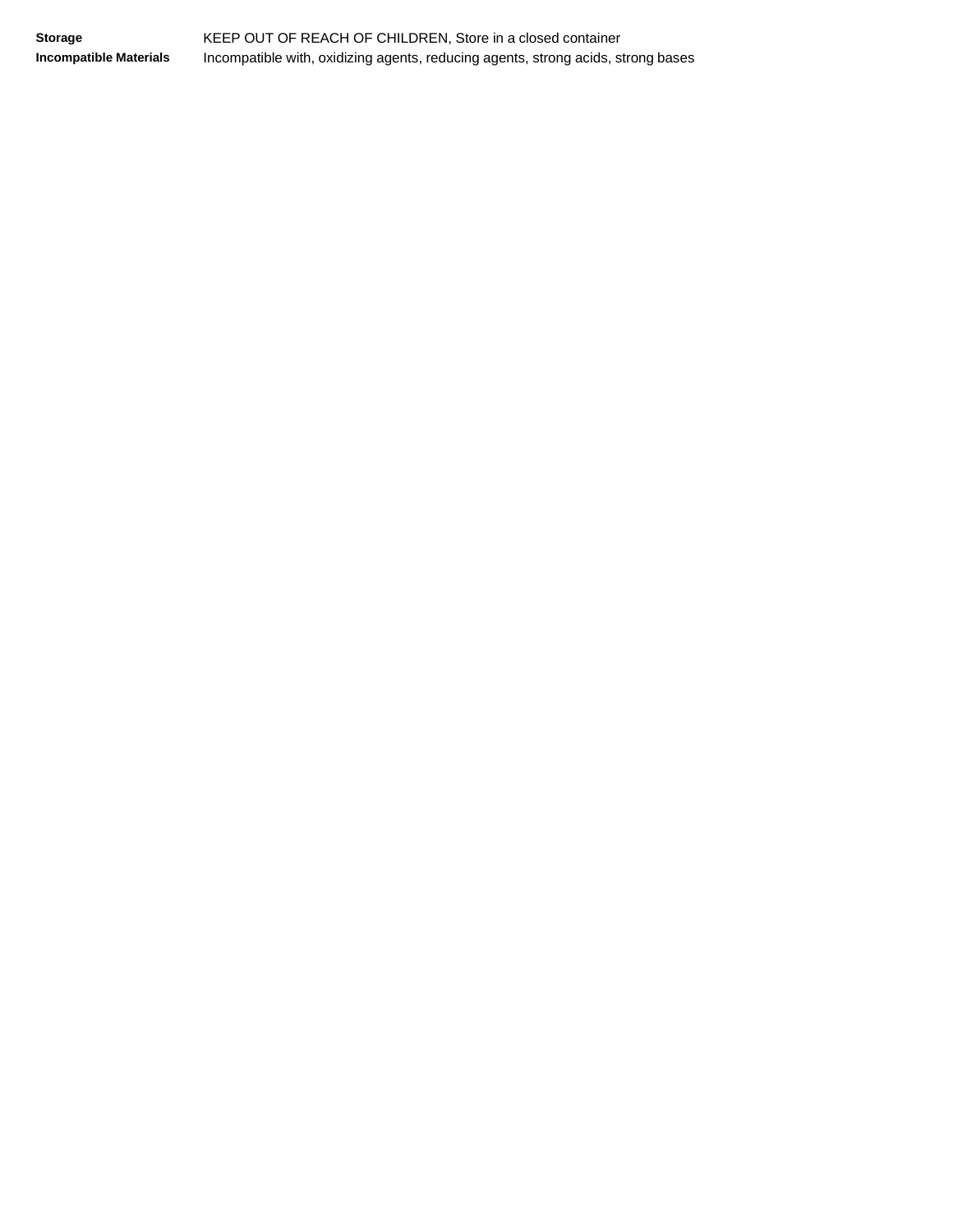| | |
|---|---|
| **Storage** | KEEP OUT OF REACH OF CHILDREN, Store in a closed container |
| **Incompatible Materials** | Incompatible with, oxidizing agents, reducing agents, strong acids, strong bases |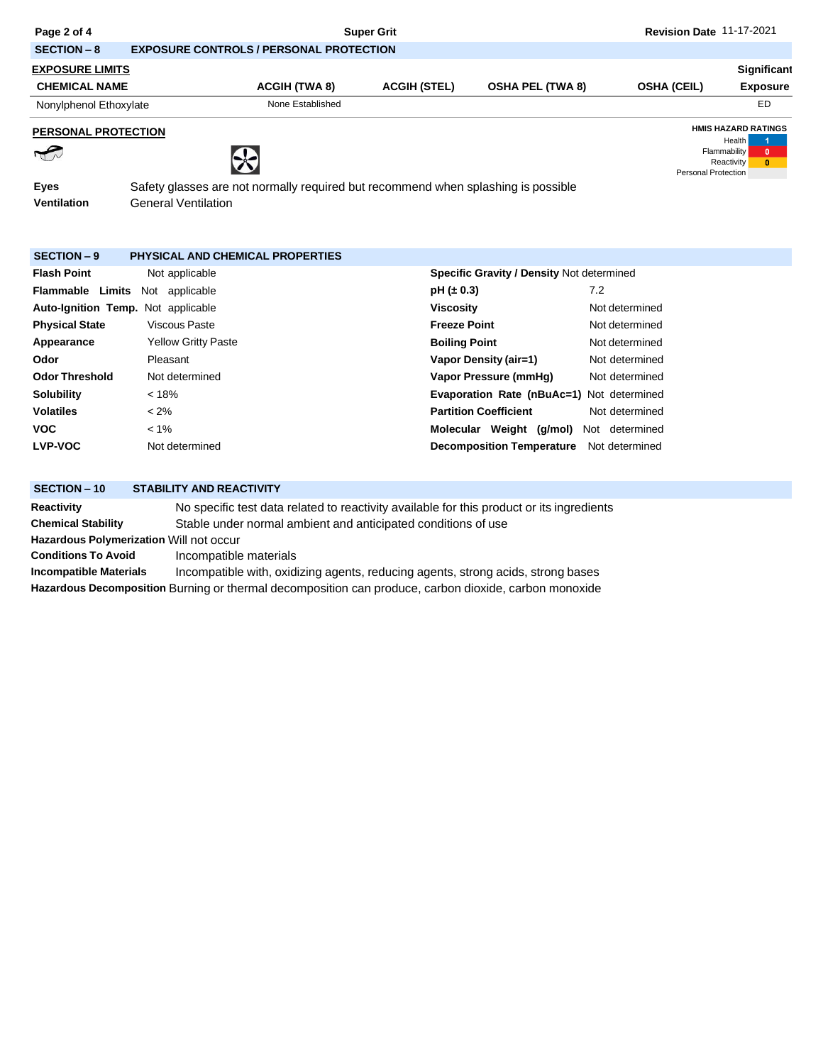## SECTION – 8 EXPOSURE CONTROLS / PERSONAL PROTECTION

**EXPOSURE LIMITS**

| CHEMICAL NAME | ACGIH (TWA 8) | ACGIH (STEL) | OSHA PEL (TWA 8) | OSHA (CEIL) | Significant Exposure |
|---|---|---|---|---|---|
| Nonylphenol Ethoxylate | None Established | | | | ED |

**PERSONAL PROTECTION**

**HMIS HAZARD RATINGS**

| | |
|---|---|
| Health | 1 |
| Flammability | 0 |
| Reactivity | 0 |
| Personal Protection | |

**Eyes** Safety glasses are not normally required but recommend when splashing is possible

**Ventilation** General Ventilation

## SECTION – 9 PHYSICAL AND CHEMICAL PROPERTIES

| Property | Value |
|---|---|
| **Flash Point** | Not applicable |
| **Flammable Limits** | Not applicable |
| **Auto-Ignition Temp.** | Not applicable |
| **Physical State** | Viscous Paste |
| **Appearance** | Yellow Gritty Paste |
| **Odor** | Pleasant |
| **Odor Threshold** | Not determined |
| **Solubility** | < 18% |
| **Volatiles** | < 2% |
| **VOC** | < 1% |
| **LVP-VOC** | Not determined |
| **Specific Gravity / Density** | Not determined |
| **pH (± 0.3)** | 7.2 |
| **Viscosity** | Not determined |
| **Freeze Point** | Not determined |
| **Boiling Point** | Not determined |
| **Vapor Density (air=1)** | Not determined |
| **Vapor Pressure (mmHg)** | Not determined |
| **Evaporation Rate (nBuAc=1)** | Not determined |
| **Partition Coefficient** | Not determined |
| **Molecular Weight (g/mol)** | Not determined |
| **Decomposition Temperature** | Not determined |

## SECTION – 10 STABILITY AND REACTIVITY

**Reactivity** No specific test data related to reactivity available for this product or its ingredients

**Chemical Stability** Stable under normal ambient and anticipated conditions of use

**Hazardous Polymerization** Will not occur

**Conditions To Avoid** Incompatible materials

**Incompatible Materials** Incompatible with, oxidizing agents, reducing agents, strong acids, strong bases

**Hazardous Decomposition** Burning or thermal decomposition can produce, carbon dioxide, carbon monoxide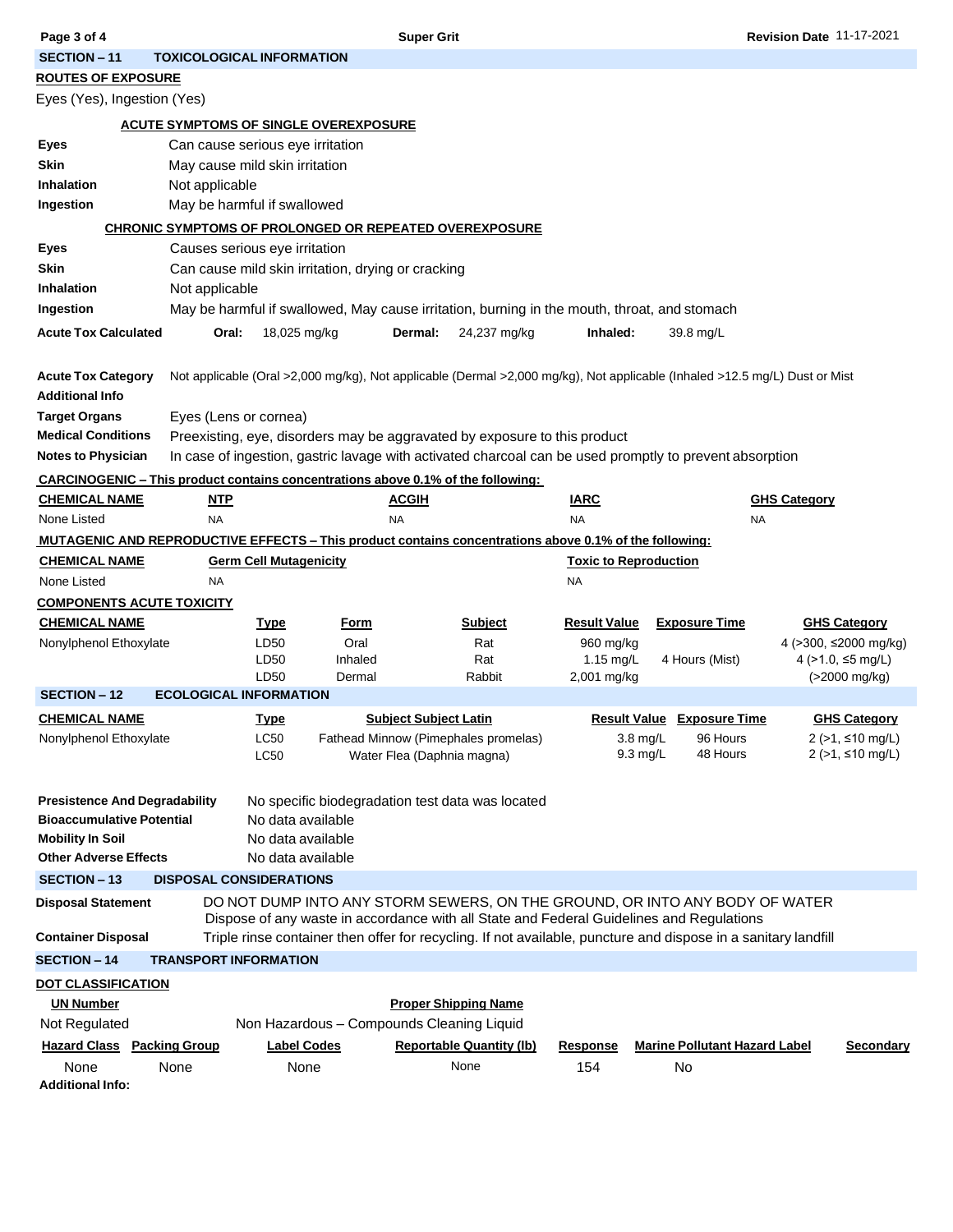## SECTION – 11 TOXICOLOGICAL INFORMATION

**ROUTES OF EXPOSURE**

Eyes (Yes), Ingestion (Yes)

**ACUTE SYMPTOMS OF SINGLE OVEREXPOSURE**

| | |
|---|---|
| **Eyes** | Can cause serious eye irritation |
| **Skin** | May cause mild skin irritation |
| **Inhalation** | Not applicable |
| **Ingestion** | May be harmful if swallowed |

**CHRONIC SYMPTOMS OF PROLONGED OR REPEATED OVEREXPOSURE**

| | |
|---|---|
| **Eyes** | Causes serious eye irritation |
| **Skin** | Can cause mild skin irritation, drying or cracking |
| **Inhalation** | Not applicable |
| **Ingestion** | May be harmful if swallowed, May cause irritation, burning in the mouth, throat, and stomach |

**Acute Tox Calculated** **Oral:** 18,025 mg/kg **Dermal:** 24,237 mg/kg **Inhaled:** 39.8 mg/L

**Acute Tox Category** Not applicable (Oral >2,000 mg/kg), Not applicable (Dermal >2,000 mg/kg), Not applicable (Inhaled >12.5 mg/L) Dust or Mist

**Additional Info**

| | |
|---|---|
| **Target Organs** | Eyes (Lens or cornea) |
| **Medical Conditions** | Preexisting, eye, disorders may be aggravated by exposure to this product |
| **Notes to Physician** | In case of ingestion, gastric lavage with activated charcoal can be used promptly to prevent absorption |

**CARCINOGENIC – This product contains concentrations above 0.1% of the following:**

| CHEMICAL NAME | NTP | ACGIH | IARC | GHS Category |
|---|---|---|---|---|
| None Listed | NA | NA | NA | NA |

**MUTAGENIC AND REPRODUCTIVE EFFECTS – This product contains concentrations above 0.1% of the following:**

| CHEMICAL NAME | Germ Cell Mutagenicity | Toxic to Reproduction |
|---|---|---|
| None Listed | NA | NA |

**COMPONENTS ACUTE TOXICITY**

| CHEMICAL NAME | Type | Form | Subject | Result Value | Exposure Time | GHS Category |
|---|---|---|---|---|---|---|
| Nonylphenol Ethoxylate | LD50 | Oral | Rat | 960 mg/kg | | 4 (>300, ≤2000 mg/kg) |
| | LD50 | Inhaled | Rat | 1.15 mg/L | 4 Hours (Mist) | 4 (>1.0, ≤5 mg/L) |
| | LD50 | Dermal | Rabbit | 2,001 mg/kg | | (>2000 mg/kg) |

## SECTION – 12 ECOLOGICAL INFORMATION

| CHEMICAL NAME | Type | Subject Subject Latin | Result Value | Exposure Time | GHS Category |
|---|---|---|---|---|---|
| Nonylphenol Ethoxylate | LC50 | Fathead Minnow (Pimephales promelas) | 3.8 mg/L | 96 Hours | 2 (>1, ≤10 mg/L) |
| | LC50 | Water Flea (Daphnia magna) | 9.3 mg/L | 48 Hours | 2 (>1, ≤10 mg/L) |

| | |
|---|---|
| **Presistence And Degradability** | No specific biodegradation test data was located |
| **Bioaccumulative Potential** | No data available |
| **Mobility In Soil** | No data available |
| **Other Adverse Effects** | No data available |

## SECTION – 13 DISPOSAL CONSIDERATIONS

**Disposal Statement** DO NOT DUMP INTO ANY STORM SEWERS, ON THE GROUND, OR INTO ANY BODY OF WATER
Dispose of any waste in accordance with all State and Federal Guidelines and Regulations

**Container Disposal** Triple rinse container then offer for recycling. If not available, puncture and dispose in a sanitary landfill

## SECTION – 14 TRANSPORT INFORMATION

**DOT CLASSIFICATION**

| UN Number | Proper Shipping Name |
|---|---|
| Not Regulated | Non Hazardous – Compounds Cleaning Liquid |

| Hazard Class | Packing Group | Label Codes | Reportable Quantity (lb) | Response | Marine Pollutant Hazard Label | Secondary |
|---|---|---|---|---|---|---|
| None | None | None | None | 154 | No | |

**Additional Info:**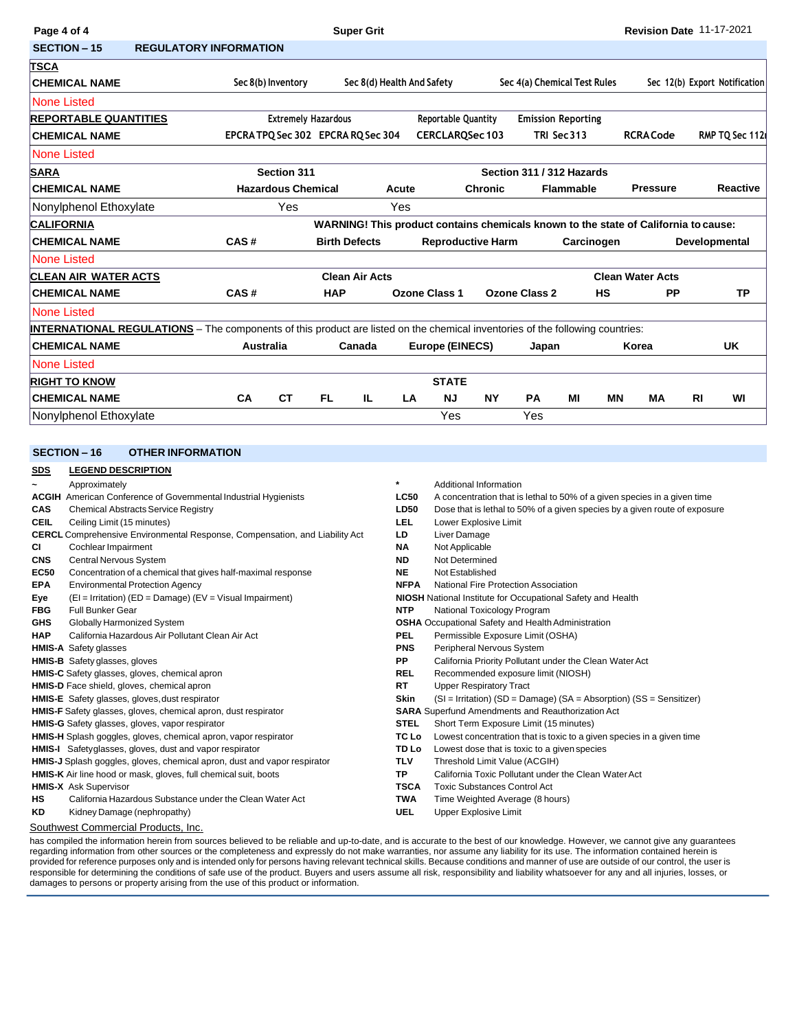## SECTION – 15 REGULATORY INFORMATION

**TSCA**

| CHEMICAL NAME | Sec 8(b) Inventory | Sec 8(d) Health And Safety | Sec 4(a) Chemical Test Rules | Sec 12(b) Export Notification |
|---|---|---|---|---|
| None Listed | | | | |

**REPORTABLE QUANTITIES**

| | Extremely Hazardous | | Reportable Quantity | Emission Reporting | | |
|---|---|---|---|---|---|---|
| CHEMICAL NAME | EPCRA TPQ Sec 302 | EPCRA RQ Sec 304 | CERCLARQSec 103 | TRI Sec 313 | RCRA Code | RMP TQ Sec 112r |
| None Listed | | | | | | |

**SARA**

| | Section 311 | Section 311 / 312 Hazards | | | | |
|---|---|---|---|---|---|---|
| CHEMICAL NAME | Hazardous Chemical | Acute | Chronic | Flammable | Pressure | Reactive |
| Nonylphenol Ethoxylate | Yes | Yes | | | | |

**CALIFORNIA**

WARNING! This product contains chemicals known to the state of California to cause:

| CHEMICAL NAME | CAS # | Birth Defects | Reproductive Harm | Carcinogen | Developmental |
|---|---|---|---|---|---|
| None Listed | | | | | |

**CLEAN AIR WATER ACTS**

| | | Clean Air Acts | | | Clean Water Acts | | |
|---|---|---|---|---|---|---|---|
| CHEMICAL NAME | CAS # | HAP | Ozone Class 1 | Ozone Class 2 | HS | PP | TP |
| None Listed | | | | | | | |

**INTERNATIONAL REGULATIONS** – The components of this product are listed on the chemical inventories of the following countries:

| CHEMICAL NAME | Australia | Canada | Europe (EINECS) | Japan | Korea | UK |
|---|---|---|---|---|---|---|
| None Listed | | | | | | |

**RIGHT TO KNOW**

| CHEMICAL NAME | CA | CT | FL | IL | LA | NJ | NY | PA | MI | MN | MA | RI | WI |
|---|---|---|---|---|---|---|---|---|---|---|---|---|---|
| Nonylphenol Ethoxylate | | | | | | Yes | | Yes | | | | | |

## SECTION – 16 OTHER INFORMATION

| SDS | LEGEND DESCRIPTION |
|---|---|
| ~ | Approximately |
| ACGIH | American Conference of Governmental Industrial Hygienists |
| CAS | Chemical Abstracts Service Registry |
| CEIL | Ceiling Limit (15 minutes) |
| CERCL | Comprehensive Environmental Response, Compensation, and Liability Act |
| CI | Cochlear Impairment |
| CNS | Central Nervous System |
| EC50 | Concentration of a chemical that gives half-maximal response |
| EPA | Environmental Protection Agency |
| Eye | (EI = Irritation) (ED = Damage) (EV = Visual Impairment) |
| FBG | Full Bunker Gear |
| GHS | Globally Harmonized System |
| HAP | California Hazardous Air Pollutant Clean Air Act |
| HMIS-A | Safety glasses |
| HMIS-B | Safety glasses, gloves |
| HMIS-C | Safety glasses, gloves, chemical apron |
| HMIS-D | Face shield, gloves, chemical apron |
| HMIS-E | Safety glasses, gloves, dust respirator |
| HMIS-F | Safety glasses, gloves, chemical apron, dust respirator |
| HMIS-G | Safety glasses, gloves, vapor respirator |
| HMIS-H | Splash goggles, gloves, chemical apron, vapor respirator |
| HMIS-I | Safetyglasses, gloves, dust and vapor respirator |
| HMIS-J | Splash goggles, gloves, chemical apron, dust and vapor respirator |
| HMIS-K | Air line hood or mask, gloves, full chemical suit, boots |
| HMIS-X | Ask Supervisor |
| HS | California Hazardous Substance under the Clean Water Act |
| KD | Kidney Damage (nephropathy) |
| * | Additional Information |
| LC50 | A concentration that is lethal to 50% of a given species in a given time |
| LD50 | Dose that is lethal to 50% of a given species by a given route of exposure |
| LEL | Lower Explosive Limit |
| LD | Liver Damage |
| NA | Not Applicable |
| ND | Not Determined |
| NE | Not Established |
| NFPA | National Fire Protection Association |
| NIOSH | National Institute for Occupational Safety and Health |
| NTP | National Toxicology Program |
| OSHA | Occupational Safety and Health Administration |
| PEL | Permissible Exposure Limit (OSHA) |
| PNS | Peripheral Nervous System |
| PP | California Priority Pollutant under the Clean Water Act |
| REL | Recommended exposure limit (NIOSH) |
| RT | Upper Respiratory Tract |
| Skin | (SI = Irritation) (SD = Damage) (SA = Absorption) (SS = Sensitizer) |
| SARA | Superfund Amendments and Reauthorization Act |
| STEL | Short Term Exposure Limit (15 minutes) |
| TC Lo | Lowest concentration that is toxic to a given species in a given time |
| TD Lo | Lowest dose that is toxic to a given species |
| TLV | Threshold Limit Value (ACGIH) |
| TP | California Toxic Pollutant under the Clean Water Act |
| TSCA | Toxic Substances Control Act |
| TWA | Time Weighted Average (8 hours) |
| UEL | Upper Explosive Limit |

Southwest Commercial Products, Inc.

has compiled the information herein from sources believed to be reliable and up-to-date, and is accurate to the best of our knowledge. However, we cannot give any guarantees regarding information from other sources or the completeness and expressly do not make warranties, nor assume any liability for its use. The information contained herein is provided for reference purposes only and is intended only for persons having relevant technical skills. Because conditions and manner of use are outside of our control, the user is responsible for determining the conditions of safe use of the product. Buyers and users assume all risk, responsibility and liability whatsoever for any and all injuries, losses, or damages to persons or property arising from the use of this product or information.